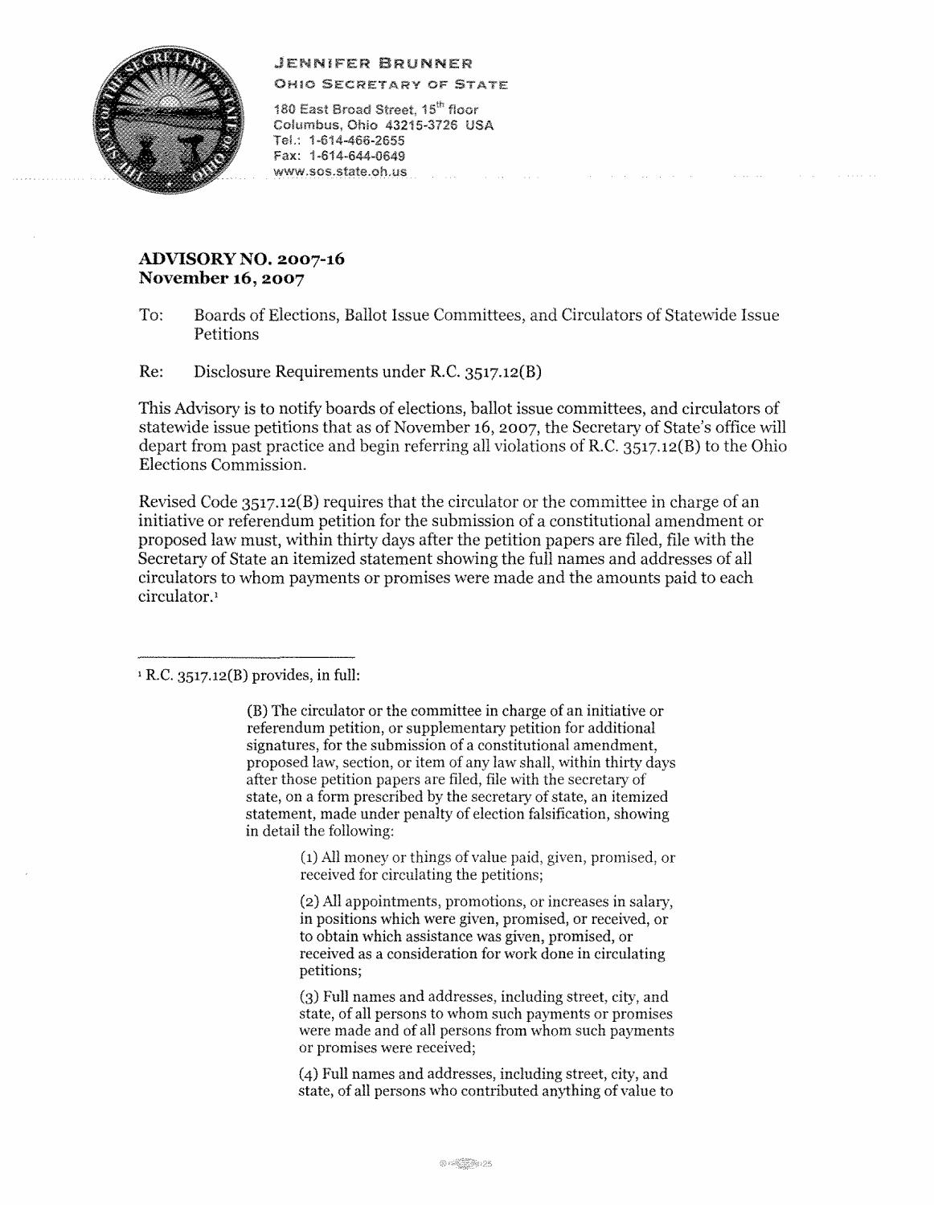**JENNIFER BRUNNER**
**OHIO SECRETARY OF STATE**

180 East Broad Street, 15th floor
Columbus, Ohio 43215-3726 USA
Tel.: 1-614-466-2655
Fax: 1-614-644-0649
www.sos.state.oh.us

## ADVISORY NO. 2007-16
## November 16, 2007

To: Boards of Elections, Ballot Issue Committees, and Circulators of Statewide Issue Petitions

Re: Disclosure Requirements under R.C. 3517.12(B)

This Advisory is to notify boards of elections, ballot issue committees, and circulators of statewide issue petitions that as of November 16, 2007, the Secretary of State's office will depart from past practice and begin referring all violations of R.C. 3517.12(B) to the Ohio Elections Commission.

Revised Code 3517.12(B) requires that the circulator or the committee in charge of an initiative or referendum petition for the submission of a constitutional amendment or proposed law must, within thirty days after the petition papers are filed, file with the Secretary of State an itemized statement showing the full names and addresses of all circulators to whom payments or promises were made and the amounts paid to each circulator.[1]

---

[1] R.C. 3517.12(B) provides, in full:

> (B) The circulator or the committee in charge of an initiative or referendum petition, or supplementary petition for additional signatures, for the submission of a constitutional amendment, proposed law, section, or item of any law shall, within thirty days after those petition papers are filed, file with the secretary of state, on a form prescribed by the secretary of state, an itemized statement, made under penalty of election falsification, showing in detail the following:
>
> > (1) All money or things of value paid, given, promised, or received for circulating the petitions;
> >
> > (2) All appointments, promotions, or increases in salary, in positions which were given, promised, or received, or to obtain which assistance was given, promised, or received as a consideration for work done in circulating petitions;
> >
> > (3) Full names and addresses, including street, city, and state, of all persons to whom such payments or promises were made and of all persons from whom such payments or promises were received;
> >
> > (4) Full names and addresses, including street, city, and state, of all persons who contributed anything of value to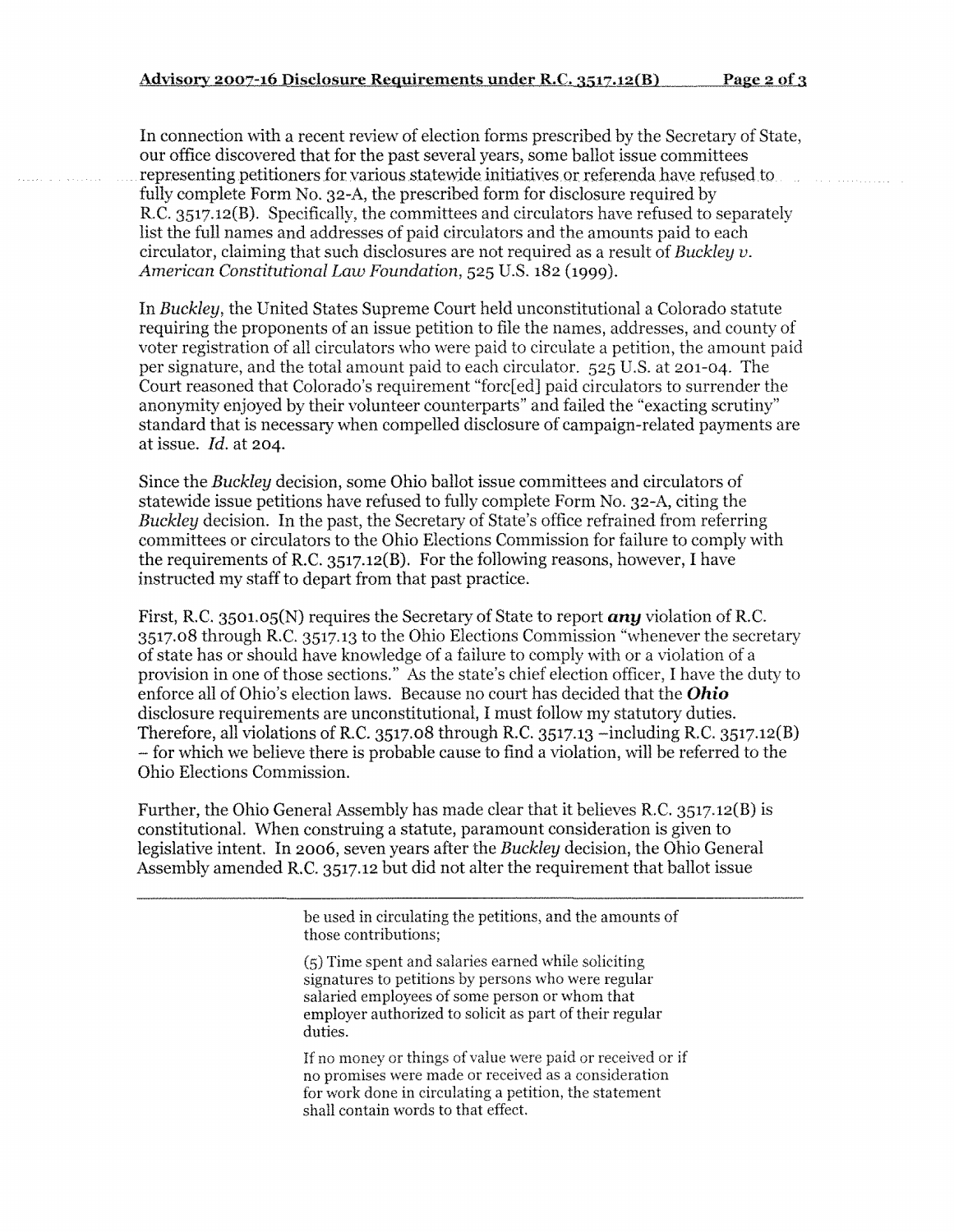In connection with a recent review of election forms prescribed by the Secretary of State, our office discovered that for the past several years, some ballot issue committees representing petitioners for various statewide initiatives or referenda have refused to fully complete Form No. 32-A, the prescribed form for disclosure required by R.C. 3517.12(B). Specifically, the committees and circulators have refused to separately list the full names and addresses of paid circulators and the amounts paid to each circulator, claiming that such disclosures are not required as a result of *Buckley v. American Constitutional Law Foundation*, 525 U.S. 182 (1999).

In *Buckley*, the United States Supreme Court held unconstitutional a Colorado statute requiring the proponents of an issue petition to file the names, addresses, and county of voter registration of all circulators who were paid to circulate a petition, the amount paid per signature, and the total amount paid to each circulator. 525 U.S. at 201-04. The Court reasoned that Colorado's requirement "forc[ed] paid circulators to surrender the anonymity enjoyed by their volunteer counterparts" and failed the "exacting scrutiny" standard that is necessary when compelled disclosure of campaign-related payments are at issue. *Id.* at 204.

Since the *Buckley* decision, some Ohio ballot issue committees and circulators of statewide issue petitions have refused to fully complete Form No. 32-A, citing the *Buckley* decision. In the past, the Secretary of State's office refrained from referring committees or circulators to the Ohio Elections Commission for failure to comply with the requirements of R.C. 3517.12(B). For the following reasons, however, I have instructed my staff to depart from that past practice.

First, R.C. 3501.05(N) requires the Secretary of State to report ***any*** violation of R.C. 3517.08 through R.C. 3517.13 to the Ohio Elections Commission "whenever the secretary of state has or should have knowledge of a failure to comply with or a violation of a provision in one of those sections." As the state's chief election officer, I have the duty to enforce all of Ohio's election laws. Because no court has decided that the ***Ohio*** disclosure requirements are unconstitutional, I must follow my statutory duties. Therefore, all violations of R.C. 3517.08 through R.C. 3517.13 –including R.C. 3517.12(B) – for which we believe there is probable cause to find a violation, will be referred to the Ohio Elections Commission.

Further, the Ohio General Assembly has made clear that it believes R.C. 3517.12(B) is constitutional. When construing a statute, paramount consideration is given to legislative intent. In 2006, seven years after the *Buckley* decision, the Ohio General Assembly amended R.C. 3517.12 but did not alter the requirement that ballot issue

---

> be used in circulating the petitions, and the amounts of those contributions;
>
> (5) Time spent and salaries earned while soliciting signatures to petitions by persons who were regular salaried employees of some person or whom that employer authorized to solicit as part of their regular duties.
>
> If no money or things of value were paid or received or if no promises were made or received as a consideration for work done in circulating a petition, the statement shall contain words to that effect.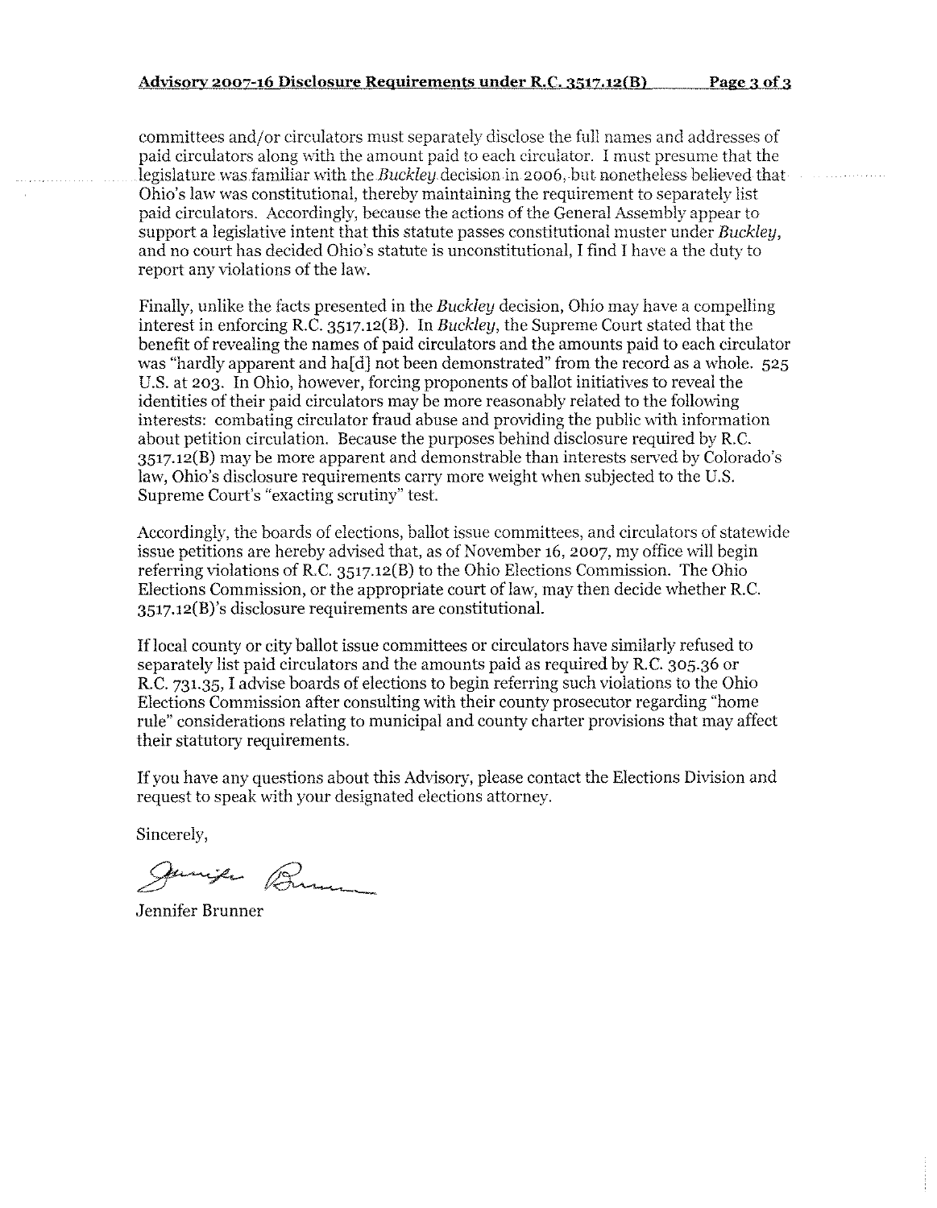committees and/or circulators must separately disclose the full names and addresses of paid circulators along with the amount paid to each circulator. I must presume that the legislature was familiar with the *Buckley* decision in 2006, but nonetheless believed that Ohio's law was constitutional, thereby maintaining the requirement to separately list paid circulators. Accordingly, because the actions of the General Assembly appear to support a legislative intent that this statute passes constitutional muster under *Buckley*, and no court has decided Ohio's statute is unconstitutional, I find I have a the duty to report any violations of the law.

Finally, unlike the facts presented in the *Buckley* decision, Ohio may have a compelling interest in enforcing R.C. 3517.12(B). In *Buckley*, the Supreme Court stated that the benefit of revealing the names of paid circulators and the amounts paid to each circulator was "hardly apparent and ha[d] not been demonstrated" from the record as a whole. 525 U.S. at 203. In Ohio, however, forcing proponents of ballot initiatives to reveal the identities of their paid circulators may be more reasonably related to the following interests: combating circulator fraud abuse and providing the public with information about petition circulation. Because the purposes behind disclosure required by R.C. 3517.12(B) may be more apparent and demonstrable than interests served by Colorado's law, Ohio's disclosure requirements carry more weight when subjected to the U.S. Supreme Court's "exacting scrutiny" test.

Accordingly, the boards of elections, ballot issue committees, and circulators of statewide issue petitions are hereby advised that, as of November 16, 2007, my office will begin referring violations of R.C. 3517.12(B) to the Ohio Elections Commission. The Ohio Elections Commission, or the appropriate court of law, may then decide whether R.C. 3517.12(B)'s disclosure requirements are constitutional.

If local county or city ballot issue committees or circulators have similarly refused to separately list paid circulators and the amounts paid as required by R.C. 305.36 or R.C. 731.35, I advise boards of elections to begin referring such violations to the Ohio Elections Commission after consulting with their county prosecutor regarding "home rule" considerations relating to municipal and county charter provisions that may affect their statutory requirements.

If you have any questions about this Advisory, please contact the Elections Division and request to speak with your designated elections attorney.

Sincerely,

Jennifer Brunner